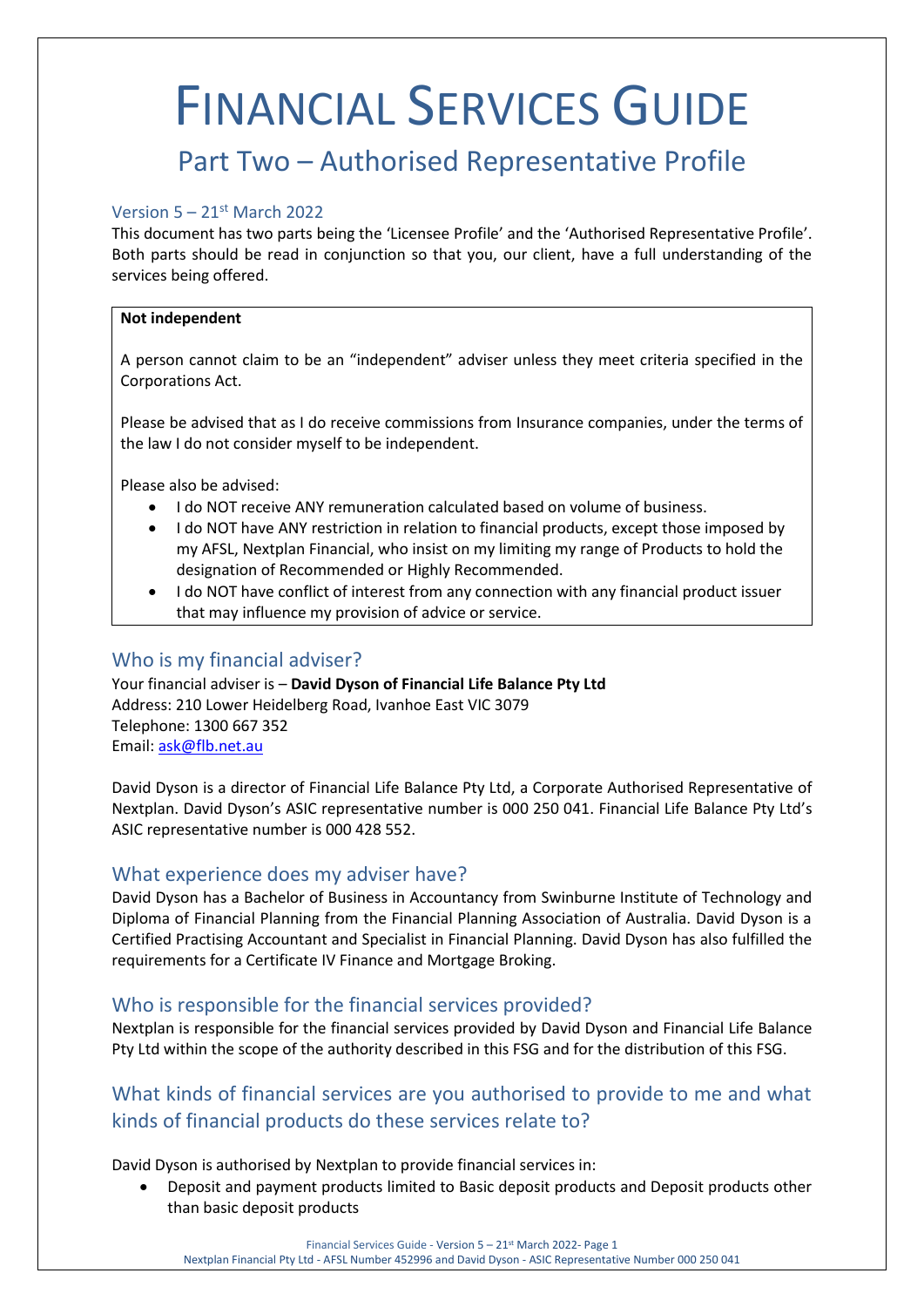# FINANCIAL SERVICES GUIDE

## Part Two – Authorised Representative Profile

### Version 5 – 21st March 2022

This document has two parts being the 'Licensee Profile' and the 'Authorised Representative Profile'. Both parts should be read in conjunction so that you, our client, have a full understanding of the services being offered.

> **Not independent**
>
> A person cannot claim to be an "independent" adviser unless they meet criteria specified in the Corporations Act.
>
> Please be advised that as I do receive commissions from Insurance companies, under the terms of the law I do not consider myself to be independent.
>
> Please also be advised:
>
> - I do NOT receive ANY remuneration calculated based on volume of business.
> - I do NOT have ANY restriction in relation to financial products, except those imposed by my AFSL, Nextplan Financial, who insist on my limiting my range of Products to hold the designation of Recommended or Highly Recommended.
> - I do NOT have conflict of interest from any connection with any financial product issuer that may influence my provision of advice or service.

### Who is my financial adviser?

Your financial adviser is – **David Dyson of Financial Life Balance Pty Ltd**
Address: 210 Lower Heidelberg Road, Ivanhoe East VIC 3079
Telephone: 1300 667 352
Email: ask@flb.net.au

David Dyson is a director of Financial Life Balance Pty Ltd, a Corporate Authorised Representative of Nextplan. David Dyson's ASIC representative number is 000 250 041. Financial Life Balance Pty Ltd's ASIC representative number is 000 428 552.

### What experience does my adviser have?

David Dyson has a Bachelor of Business in Accountancy from Swinburne Institute of Technology and Diploma of Financial Planning from the Financial Planning Association of Australia. David Dyson is a Certified Practising Accountant and Specialist in Financial Planning. David Dyson has also fulfilled the requirements for a Certificate IV Finance and Mortgage Broking.

### Who is responsible for the financial services provided?

Nextplan is responsible for the financial services provided by David Dyson and Financial Life Balance Pty Ltd within the scope of the authority described in this FSG and for the distribution of this FSG.

### What kinds of financial services are you authorised to provide to me and what kinds of financial products do these services relate to?

David Dyson is authorised by Nextplan to provide financial services in:

- Deposit and payment products limited to Basic deposit products and Deposit products other than basic deposit products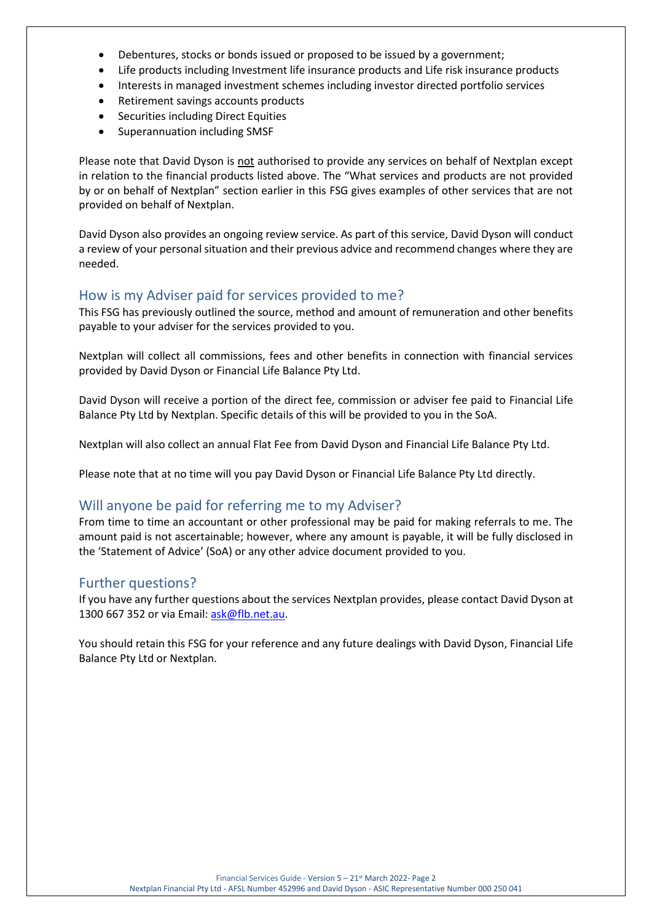- Debentures, stocks or bonds issued or proposed to be issued by a government;
- Life products including Investment life insurance products and Life risk insurance products
- Interests in managed investment schemes including investor directed portfolio services
- Retirement savings accounts products
- Securities including Direct Equities
- Superannuation including SMSF

Please note that David Dyson is not authorised to provide any services on behalf of Nextplan except in relation to the financial products listed above. The "What services and products are not provided by or on behalf of Nextplan" section earlier in this FSG gives examples of other services that are not provided on behalf of Nextplan.

David Dyson also provides an ongoing review service. As part of this service, David Dyson will conduct a review of your personal situation and their previous advice and recommend changes where they are needed.

## How is my Adviser paid for services provided to me?

This FSG has previously outlined the source, method and amount of remuneration and other benefits payable to your adviser for the services provided to you.

Nextplan will collect all commissions, fees and other benefits in connection with financial services provided by David Dyson or Financial Life Balance Pty Ltd.

David Dyson will receive a portion of the direct fee, commission or adviser fee paid to Financial Life Balance Pty Ltd by Nextplan. Specific details of this will be provided to you in the SoA.

Nextplan will also collect an annual Flat Fee from David Dyson and Financial Life Balance Pty Ltd.

Please note that at no time will you pay David Dyson or Financial Life Balance Pty Ltd directly.

## Will anyone be paid for referring me to my Adviser?

From time to time an accountant or other professional may be paid for making referrals to me. The amount paid is not ascertainable; however, where any amount is payable, it will be fully disclosed in the 'Statement of Advice' (SoA) or any other advice document provided to you.

## Further questions?

If you have any further questions about the services Nextplan provides, please contact David Dyson at 1300 667 352 or via Email: ask@flb.net.au.

You should retain this FSG for your reference and any future dealings with David Dyson, Financial Life Balance Pty Ltd or Nextplan.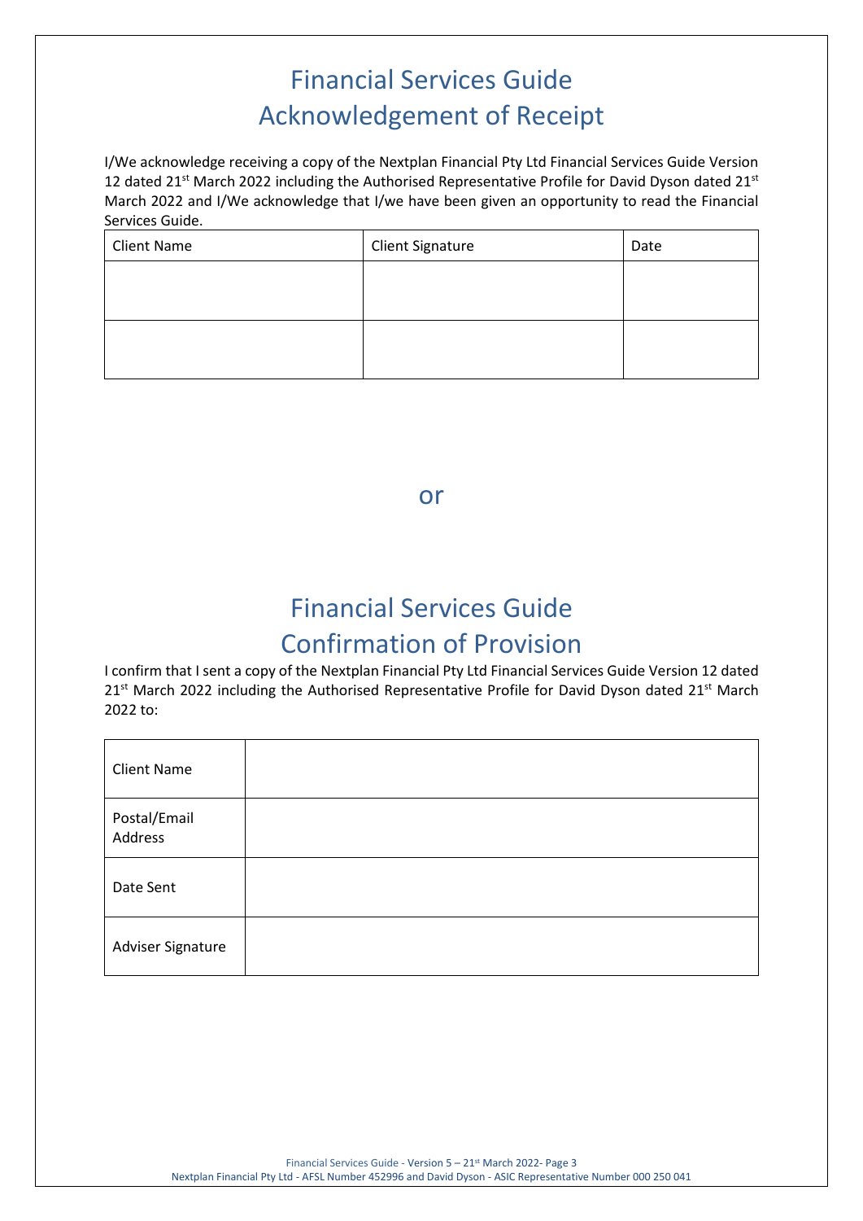# Financial Services Guide
# Acknowledgement of Receipt

I/We acknowledge receiving a copy of the Nextplan Financial Pty Ltd Financial Services Guide Version 12 dated 21st March 2022 including the Authorised Representative Profile for David Dyson dated 21st March 2022 and I/We acknowledge that I/we have been given an opportunity to read the Financial Services Guide.

| Client Name | Client Signature | Date |
|---|---|---|
| | | |
| | | |

or

# Financial Services Guide
# Confirmation of Provision

I confirm that I sent a copy of the Nextplan Financial Pty Ltd Financial Services Guide Version 12 dated 21st March 2022 including the Authorised Representative Profile for David Dyson dated 21st March 2022 to:

| | |
|---|---|
| Client Name | |
| Postal/Email Address | |
| Date Sent | |
| Adviser Signature | |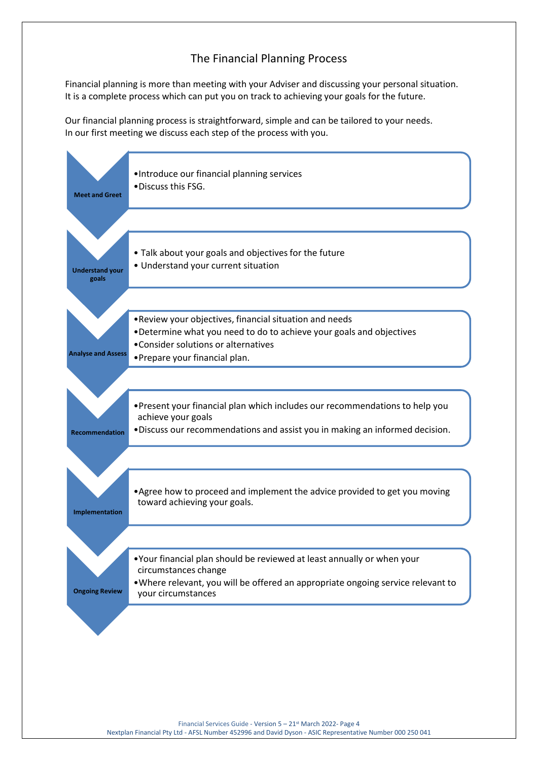# The Financial Planning Process

Financial planning is more than meeting with your Adviser and discussing your personal situation. It is a complete process which can put you on track to achieving your goals for the future.

Our financial planning process is straightforward, simple and can be tailored to your needs. In our first meeting we discuss each step of the process with you.

**Meet and Greet**

- Introduce our financial planning services
- Discuss this FSG.

**Understand your goals**

- Talk about your goals and objectives for the future
- Understand your current situation

**Analyse and Assess**

- Review your objectives, financial situation and needs
- Determine what you need to do to achieve your goals and objectives
- Consider solutions or alternatives
- Prepare your financial plan.

**Recommendation**

- Present your financial plan which includes our recommendations to help you achieve your goals
- Discuss our recommendations and assist you in making an informed decision.

**Implementation**

- Agree how to proceed and implement the advice provided to get you moving toward achieving your goals.

**Ongoing Review**

- Your financial plan should be reviewed at least annually or when your circumstances change
- Where relevant, you will be offered an appropriate ongoing service relevant to your circumstances